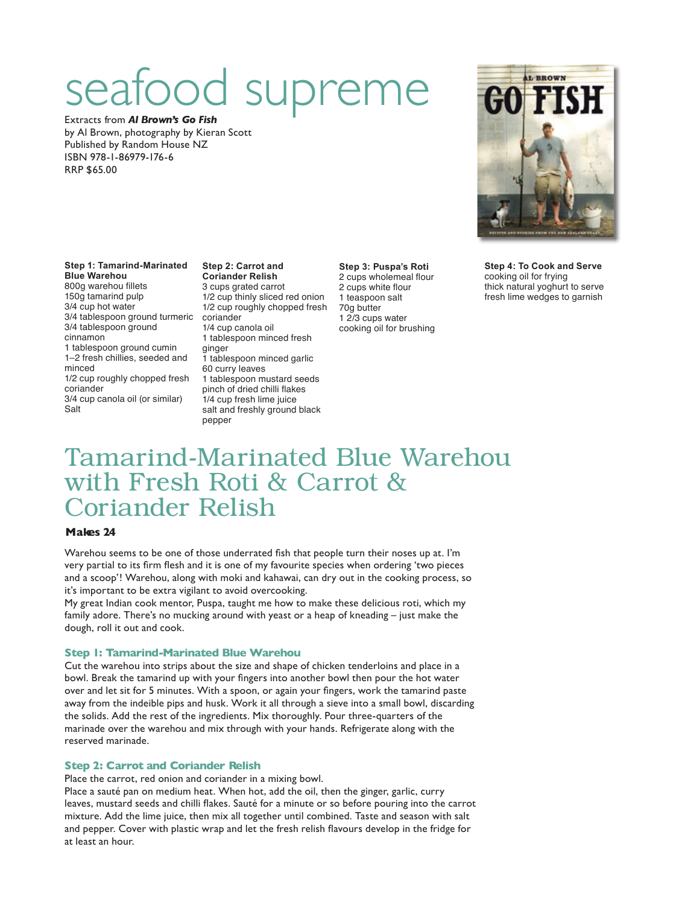# seafood supreme

Extracts from ***Al Brown's Go Fish***
by Al Brown, photography by Kieran Scott
Published by Random House NZ
ISBN 978-1-86979-176-6
RRP $65.00

**Step 1: Tamarind-Marinated Blue Warehou**
800g warehou fillets
150g tamarind pulp
3/4 cup hot water
3/4 tablespoon ground turmeric
3/4 tablespoon ground cinnamon
1 tablespoon ground cumin
1–2 fresh chillies, seeded and minced
1/2 cup roughly chopped fresh coriander
3/4 cup canola oil (or similar)
Salt

**Step 2: Carrot and Coriander Relish**
3 cups grated carrot
1/2 cup thinly sliced red onion
1/2 cup roughly chopped fresh coriander
1/4 cup canola oil
1 tablespoon minced fresh ginger
1 tablespoon minced garlic
60 curry leaves
1 tablespoon mustard seeds
pinch of dried chilli flakes
1/4 cup fresh lime juice
salt and freshly ground black pepper

**Step 3: Puspa's Roti**
2 cups wholemeal flour
2 cups white flour
1 teaspoon salt
70g butter
1 2/3 cups water
cooking oil for brushing

**Step 4: To Cook and Serve**
cooking oil for frying
thick natural yoghurt to serve
fresh lime wedges to garnish

## Tamarind-Marinated Blue Warehou with Fresh Roti & Carrot & Coriander Relish

**Makes 24**

Warehou seems to be one of those underrated fish that people turn their noses up at. I'm very partial to its firm flesh and it is one of my favourite species when ordering 'two pieces and a scoop'! Warehou, along with moki and kahawai, can dry out in the cooking process, so it's important to be extra vigilant to avoid overcooking.

My great Indian cook mentor, Puspa, taught me how to make these delicious roti, which my family adore. There's no mucking around with yeast or a heap of kneading – just make the dough, roll it out and cook.

### Step 1: Tamarind-Marinated Blue Warehou

Cut the warehou into strips about the size and shape of chicken tenderloins and place in a bowl. Break the tamarind up with your fingers into another bowl then pour the hot water over and let sit for 5 minutes. With a spoon, or again your fingers, work the tamarind paste away from the indeible pips and husk. Work it all through a sieve into a small bowl, discarding the solids. Add the rest of the ingredients. Mix thoroughly. Pour three-quarters of the marinade over the warehou and mix through with your hands. Refrigerate along with the reserved marinade.

### Step 2: Carrot and Coriander Relish

Place the carrot, red onion and coriander in a mixing bowl.

Place a sauté pan on medium heat. When hot, add the oil, then the ginger, garlic, curry leaves, mustard seeds and chilli flakes. Sauté for a minute or so before pouring into the carrot mixture. Add the lime juice, then mix all together until combined. Taste and season with salt and pepper. Cover with plastic wrap and let the fresh relish flavours develop in the fridge for at least an hour.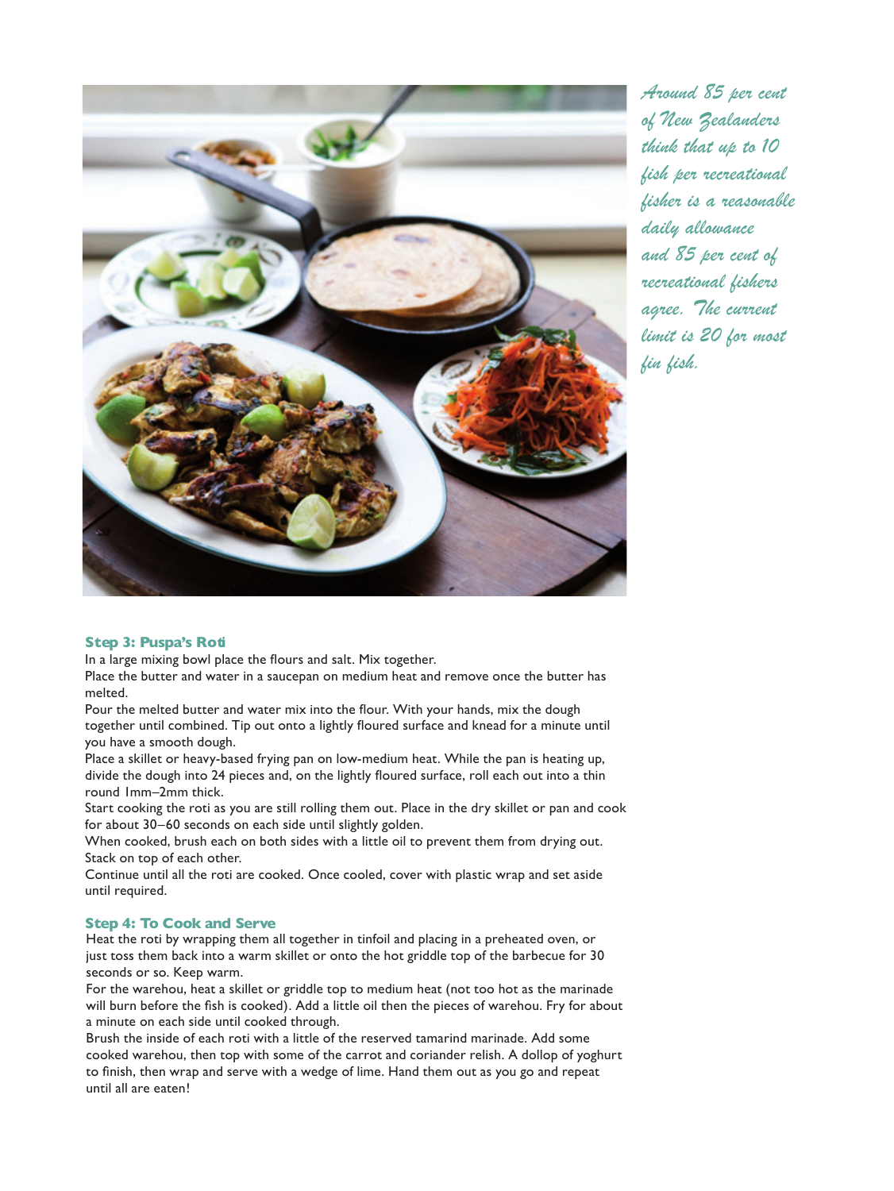*Around 85 per cent of New Zealanders think that up to 10 fish per recreational fisher is a reasonable daily allowance and 85 per cent of recreational fishers agree. The current limit is 20 for most fin fish.*

### Step 3: Puspa's Roti

In a large mixing bowl place the flours and salt. Mix together.

Place the butter and water in a saucepan on medium heat and remove once the butter has melted.

Pour the melted butter and water mix into the flour. With your hands, mix the dough together until combined. Tip out onto a lightly floured surface and knead for a minute until you have a smooth dough.

Place a skillet or heavy-based frying pan on low-medium heat. While the pan is heating up, divide the dough into 24 pieces and, on the lightly floured surface, roll each out into a thin round 1mm–2mm thick.

Start cooking the roti as you are still rolling them out. Place in the dry skillet or pan and cook for about 30–60 seconds on each side until slightly golden.

When cooked, brush each on both sides with a little oil to prevent them from drying out. Stack on top of each other.

Continue until all the roti are cooked. Once cooled, cover with plastic wrap and set aside until required.

### Step 4: To Cook and Serve

Heat the roti by wrapping them all together in tinfoil and placing in a preheated oven, or just toss them back into a warm skillet or onto the hot griddle top of the barbecue for 30 seconds or so. Keep warm.

For the warehou, heat a skillet or griddle top to medium heat (not too hot as the marinade will burn before the fish is cooked). Add a little oil then the pieces of warehou. Fry for about a minute on each side until cooked through.

Brush the inside of each roti with a little of the reserved tamarind marinade. Add some cooked warehou, then top with some of the carrot and coriander relish. A dollop of yoghurt to finish, then wrap and serve with a wedge of lime. Hand them out as you go and repeat until all are eaten!